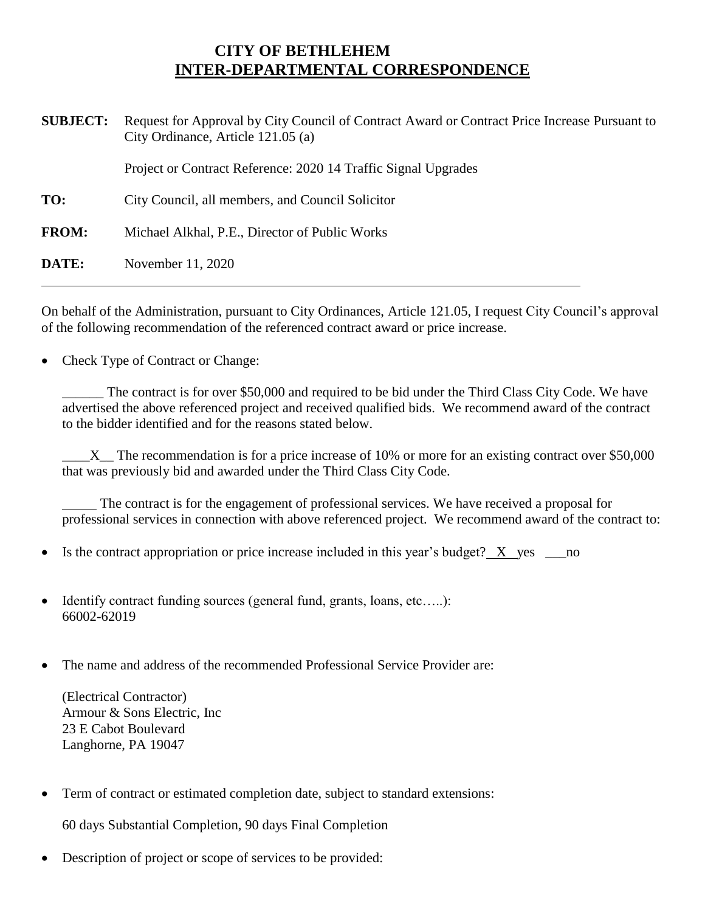# CITY OF BETHLEHEM
## INTER-DEPARTMENTAL CORRESPONDENCE

**SUBJECT:** Request for Approval by City Council of Contract Award or Contract Price Increase Pursuant to City Ordinance, Article 121.05 (a)

Project or Contract Reference: 2020 14 Traffic Signal Upgrades

**TO:** City Council, all members, and Council Solicitor

**FROM:** Michael Alkhal, P.E., Director of Public Works

**DATE:** November 11, 2020

---

On behalf of the Administration, pursuant to City Ordinances, Article 121.05, I request City Council's approval of the following recommendation of the referenced contract award or price increase.

- Check Type of Contract or Change:

  ______ The contract is for over $50,000 and required to be bid under the Third Class City Code. We have advertised the above referenced project and received qualified bids. We recommend award of the contract to the bidder identified and for the reasons stated below.

  ____X__ The recommendation is for a price increase of 10% or more for an existing contract over $50,000 that was previously bid and awarded under the Third Class City Code.

  _____ The contract is for the engagement of professional services. We have received a proposal for professional services in connection with above referenced project. We recommend award of the contract to:

- Is the contract appropriation or price increase included in this year's budget? __X__ yes ___no

- Identify contract funding sources (general fund, grants, loans, etc…..):
  66002-62019

- The name and address of the recommended Professional Service Provider are:

  (Electrical Contractor)
  Armour & Sons Electric, Inc
  23 E Cabot Boulevard
  Langhorne, PA 19047

- Term of contract or estimated completion date, subject to standard extensions:

  60 days Substantial Completion, 90 days Final Completion

- Description of project or scope of services to be provided: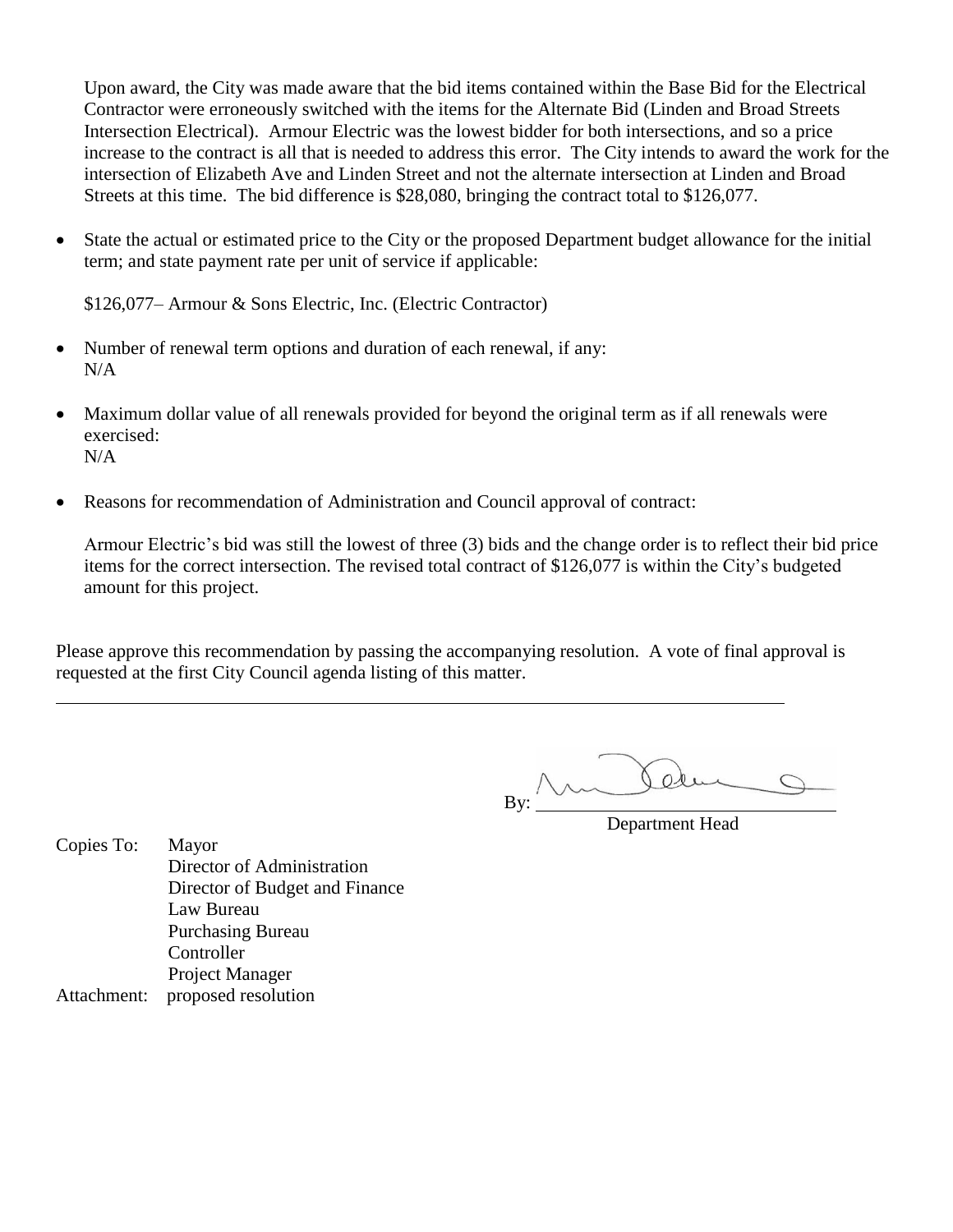Upon award, the City was made aware that the bid items contained within the Base Bid for the Electrical Contractor were erroneously switched with the items for the Alternate Bid (Linden and Broad Streets Intersection Electrical). Armour Electric was the lowest bidder for both intersections, and so a price increase to the contract is all that is needed to address this error. The City intends to award the work for the intersection of Elizabeth Ave and Linden Street and not the alternate intersection at Linden and Broad Streets at this time. The bid difference is $28,080, bringing the contract total to $126,077.

- State the actual or estimated price to the City or the proposed Department budget allowance for the initial term; and state payment rate per unit of service if applicable:

  $126,077– Armour & Sons Electric, Inc. (Electric Contractor)

- Number of renewal term options and duration of each renewal, if any:
  N/A

- Maximum dollar value of all renewals provided for beyond the original term as if all renewals were exercised:
  N/A

- Reasons for recommendation of Administration and Council approval of contract:

  Armour Electric's bid was still the lowest of three (3) bids and the change order is to reflect their bid price items for the correct intersection. The revised total contract of $126,077 is within the City's budgeted amount for this project.

Please approve this recommendation by passing the accompanying resolution. A vote of final approval is requested at the first City Council agenda listing of this matter.

---

By: ______________________
Department Head

Copies To: Mayor
Director of Administration
Director of Budget and Finance
Law Bureau
Purchasing Bureau
Controller
Project Manager

Attachment: proposed resolution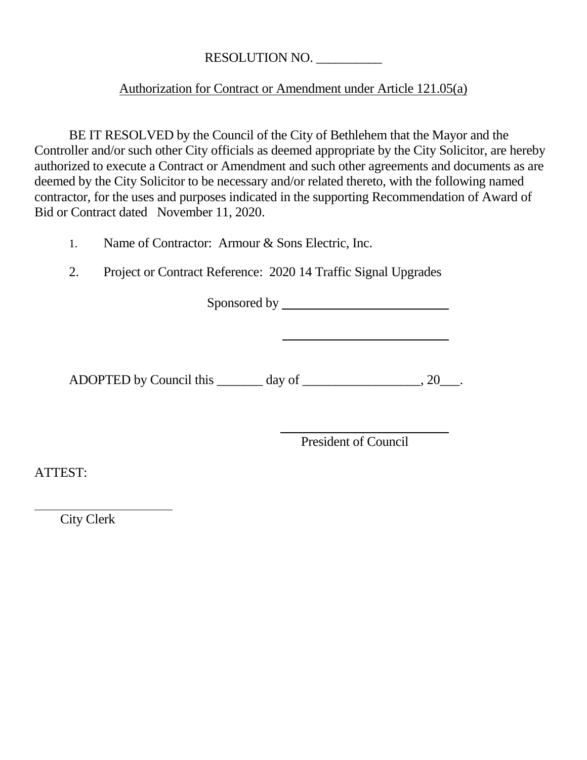RESOLUTION NO. __________

Authorization for Contract or Amendment under Article 121.05(a)

BE IT RESOLVED by the Council of the City of Bethlehem that the Mayor and the Controller and/or such other City officials as deemed appropriate by the City Solicitor, are hereby authorized to execute a Contract or Amendment and such other agreements and documents as are deemed by the City Solicitor to be necessary and/or related thereto, with the following named contractor, for the uses and purposes indicated in the supporting Recommendation of Award of Bid or Contract dated November 11, 2020.

1. Name of Contractor: Armour & Sons Electric, Inc.

2. Project or Contract Reference: 2020 14 Traffic Signal Upgrades

Sponsored by ___________________________

___________________________

ADOPTED by Council this _______ day of __________________, 20___.

___________________________
President of Council

ATTEST:

______________________
City Clerk